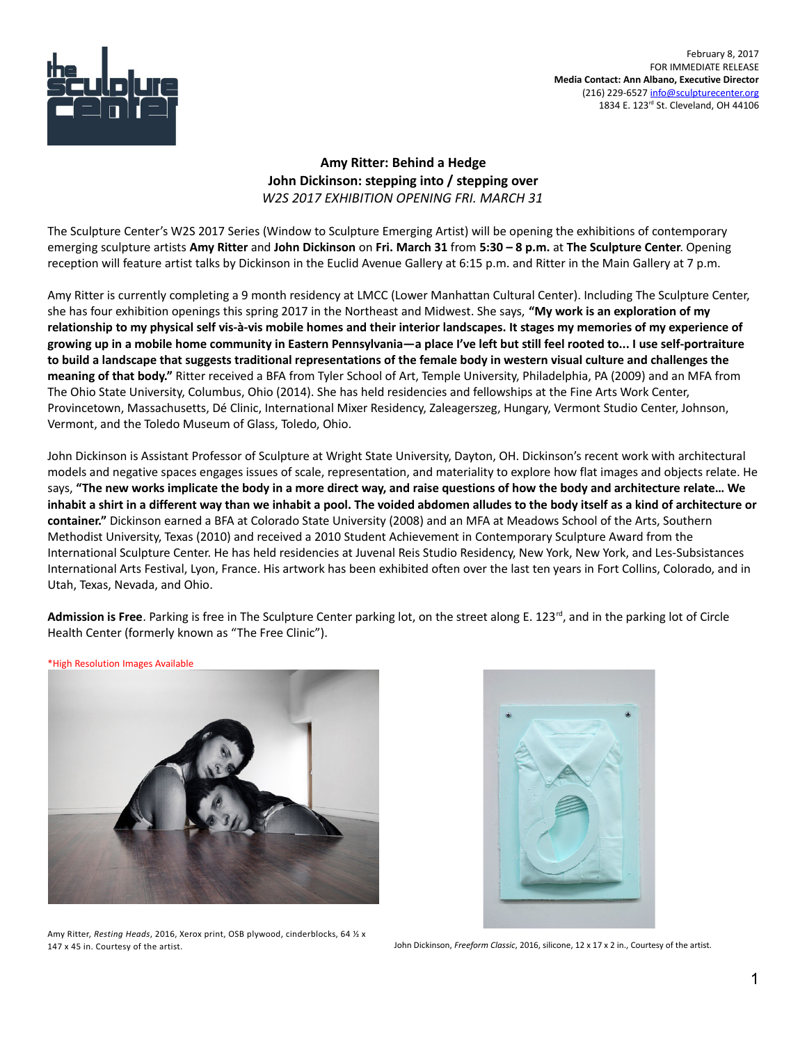February 8, 2017
FOR IMMEDIATE RELEASE
**Media Contact: Ann Albano, Executive Director**
(216) 229-6527 info@sculpturecenter.org
1834 E. 123rd St. Cleveland, OH 44106

## Amy Ritter: Behind a Hedge
## John Dickinson: stepping into / stepping over
*W2S 2017 EXHIBITION OPENING FRI. MARCH 31*

The Sculpture Center's W2S 2017 Series (Window to Sculpture Emerging Artist) will be opening the exhibitions of contemporary emerging sculpture artists **Amy Ritter** and **John Dickinson** on **Fri. March 31** from **5:30 – 8 p.m.** at **The Sculpture Center**. Opening reception will feature artist talks by Dickinson in the Euclid Avenue Gallery at 6:15 p.m. and Ritter in the Main Gallery at 7 p.m.

Amy Ritter is currently completing a 9 month residency at LMCC (Lower Manhattan Cultural Center). Including The Sculpture Center, she has four exhibition openings this spring 2017 in the Northeast and Midwest. She says, **"My work is an exploration of my relationship to my physical self vis-à-vis mobile homes and their interior landscapes. It stages my memories of my experience of growing up in a mobile home community in Eastern Pennsylvania—a place I've left but still feel rooted to... I use self-portraiture to build a landscape that suggests traditional representations of the female body in western visual culture and challenges the meaning of that body."** Ritter received a BFA from Tyler School of Art, Temple University, Philadelphia, PA (2009) and an MFA from The Ohio State University, Columbus, Ohio (2014). She has held residencies and fellowships at the Fine Arts Work Center, Provincetown, Massachusetts, Dé Clinic, International Mixer Residency, Zaleagerszeg, Hungary, Vermont Studio Center, Johnson, Vermont, and the Toledo Museum of Glass, Toledo, Ohio.

John Dickinson is Assistant Professor of Sculpture at Wright State University, Dayton, OH. Dickinson's recent work with architectural models and negative spaces engages issues of scale, representation, and materiality to explore how flat images and objects relate. He says, **"The new works implicate the body in a more direct way, and raise questions of how the body and architecture relate… We inhabit a shirt in a different way than we inhabit a pool. The voided abdomen alludes to the body itself as a kind of architecture or container."** Dickinson earned a BFA at Colorado State University (2008) and an MFA at Meadows School of the Arts, Southern Methodist University, Texas (2010) and received a 2010 Student Achievement in Contemporary Sculpture Award from the International Sculpture Center. He has held residencies at Juvenal Reis Studio Residency, New York, New York, and Les-Subsistances International Arts Festival, Lyon, France. His artwork has been exhibited often over the last ten years in Fort Collins, Colorado, and in Utah, Texas, Nevada, and Ohio.

**Admission is Free**. Parking is free in The Sculpture Center parking lot, on the street along E. 123rd, and in the parking lot of Circle Health Center (formerly known as "The Free Clinic").

*High Resolution Images Available

Amy Ritter, *Resting Heads*, 2016, Xerox print, OSB plywood, cinderblocks, 64 ½ x 147 x 45 in. Courtesy of the artist.

John Dickinson, *Freeform Classic*, 2016, silicone, 12 x 17 x 2 in., Courtesy of the artist.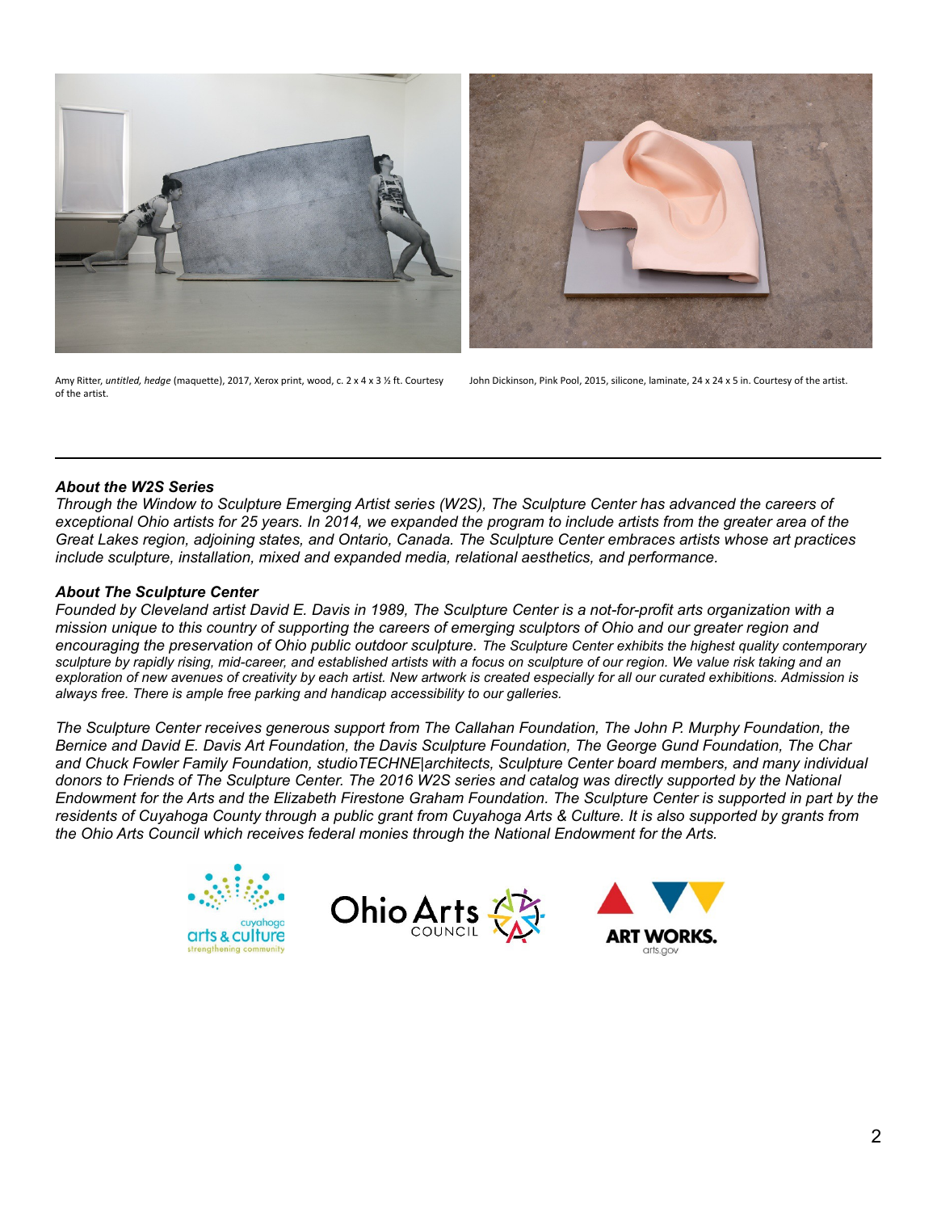Amy Ritter, *untitled, hedge* (maquette), 2017, Xerox print, wood, c. 2 x 4 x 3 ½ ft. Courtesy of the artist.

John Dickinson, Pink Pool, 2015, silicone, laminate, 24 x 24 x 5 in. Courtesy of the artist.

---

***About the W2S Series***

*Through the Window to Sculpture Emerging Artist series (W2S), The Sculpture Center has advanced the careers of exceptional Ohio artists for 25 years. In 2014, we expanded the program to include artists from the greater area of the Great Lakes region, adjoining states, and Ontario, Canada. The Sculpture Center embraces artists whose art practices include sculpture, installation, mixed and expanded media, relational aesthetics, and performance.*

***About The Sculpture Center***

*Founded by Cleveland artist David E. Davis in 1989, The Sculpture Center is a not-for-profit arts organization with a mission unique to this country of supporting the careers of emerging sculptors of Ohio and our greater region and encouraging the preservation of Ohio public outdoor sculpture. The Sculpture Center exhibits the highest quality contemporary sculpture by rapidly rising, mid-career, and established artists with a focus on sculpture of our region. We value risk taking and an exploration of new avenues of creativity by each artist. New artwork is created especially for all our curated exhibitions. Admission is always free. There is ample free parking and handicap accessibility to our galleries.*

*The Sculpture Center receives generous support from The Callahan Foundation, The John P. Murphy Foundation, the Bernice and David E. Davis Art Foundation, the Davis Sculpture Foundation, The George Gund Foundation, The Char and Chuck Fowler Family Foundation, studioTECHNE|architects, Sculpture Center board members, and many individual donors to Friends of The Sculpture Center. The 2016 W2S series and catalog was directly supported by the National Endowment for the Arts and the Elizabeth Firestone Graham Foundation. The Sculpture Center is supported in part by the residents of Cuyahoga County through a public grant from Cuyahoga Arts & Culture. It is also supported by grants from the Ohio Arts Council which receives federal monies through the National Endowment for the Arts.*

cuyahoga arts & culture strengthening community

Ohio Arts COUNCIL

ART WORKS. arts.gov